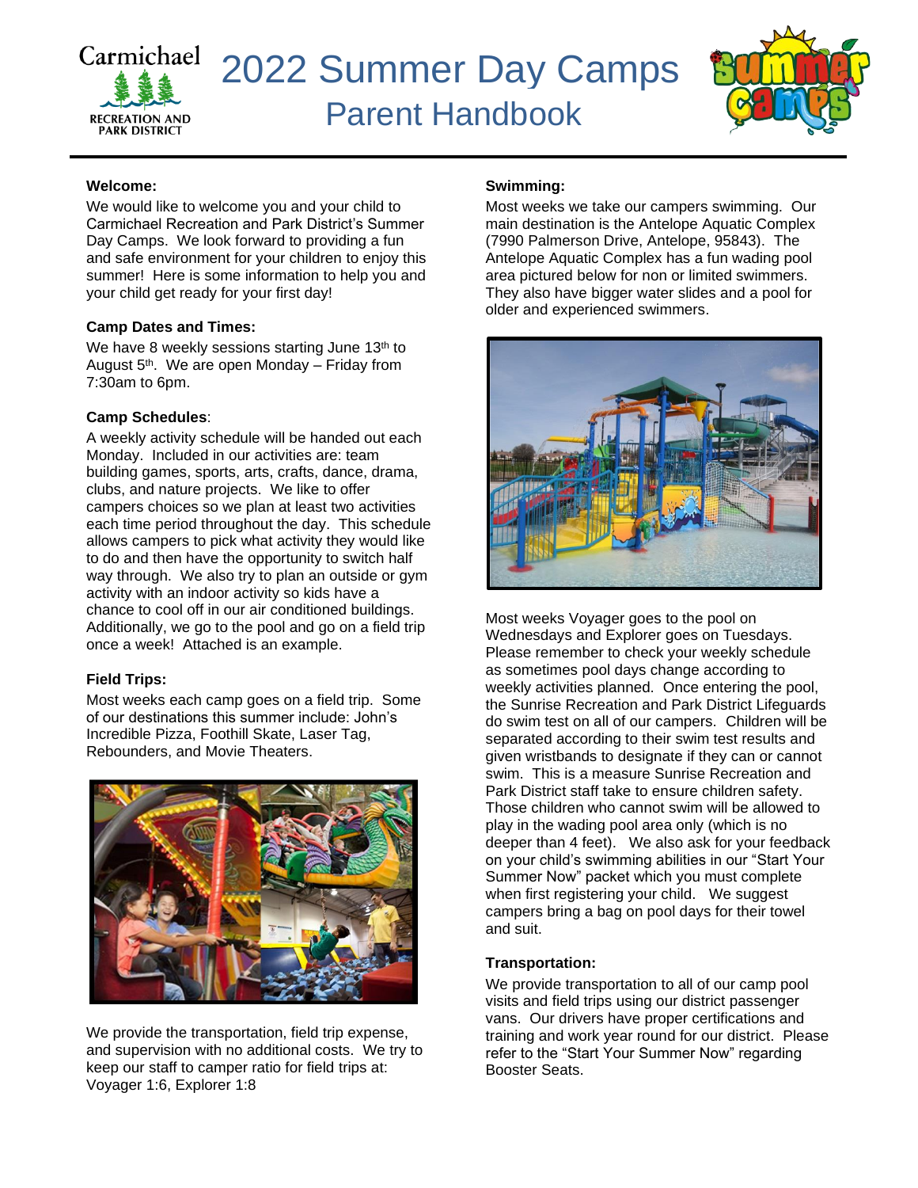Carmichael
RECREATION AND PARK DISTRICT

# 2022 Summer Day Camps
## Parent Handbook

**Welcome:**

We would like to welcome you and your child to Carmichael Recreation and Park District's Summer Day Camps. We look forward to providing a fun and safe environment for your children to enjoy this summer! Here is some information to help you and your child get ready for your first day!

**Camp Dates and Times:**

We have 8 weekly sessions starting June 13th to August 5th. We are open Monday – Friday from 7:30am to 6pm.

**Camp Schedules**:

A weekly activity schedule will be handed out each Monday. Included in our activities are: team building games, sports, arts, crafts, dance, drama, clubs, and nature projects. We like to offer campers choices so we plan at least two activities each time period throughout the day. This schedule allows campers to pick what activity they would like to do and then have the opportunity to switch half way through. We also try to plan an outside or gym activity with an indoor activity so kids have a chance to cool off in our air conditioned buildings. Additionally, we go to the pool and go on a field trip once a week! Attached is an example.

**Field Trips:**

Most weeks each camp goes on a field trip. Some of our destinations this summer include: John's Incredible Pizza, Foothill Skate, Laser Tag, Rebounders, and Movie Theaters.

We provide the transportation, field trip expense, and supervision with no additional costs. We try to keep our staff to camper ratio for field trips at: Voyager 1:6, Explorer 1:8

**Swimming:**

Most weeks we take our campers swimming. Our main destination is the Antelope Aquatic Complex (7990 Palmerson Drive, Antelope, 95843). The Antelope Aquatic Complex has a fun wading pool area pictured below for non or limited swimmers. They also have bigger water slides and a pool for older and experienced swimmers.

Most weeks Voyager goes to the pool on Wednesdays and Explorer goes on Tuesdays. Please remember to check your weekly schedule as sometimes pool days change according to weekly activities planned. Once entering the pool, the Sunrise Recreation and Park District Lifeguards do swim test on all of our campers. Children will be separated according to their swim test results and given wristbands to designate if they can or cannot swim. This is a measure Sunrise Recreation and Park District staff take to ensure children safety. Those children who cannot swim will be allowed to play in the wading pool area only (which is no deeper than 4 feet). We also ask for your feedback on your child's swimming abilities in our "Start Your Summer Now" packet which you must complete when first registering your child. We suggest campers bring a bag on pool days for their towel and suit.

**Transportation:**

We provide transportation to all of our camp pool visits and field trips using our district passenger vans. Our drivers have proper certifications and training and work year round for our district. Please refer to the "Start Your Summer Now" regarding Booster Seats.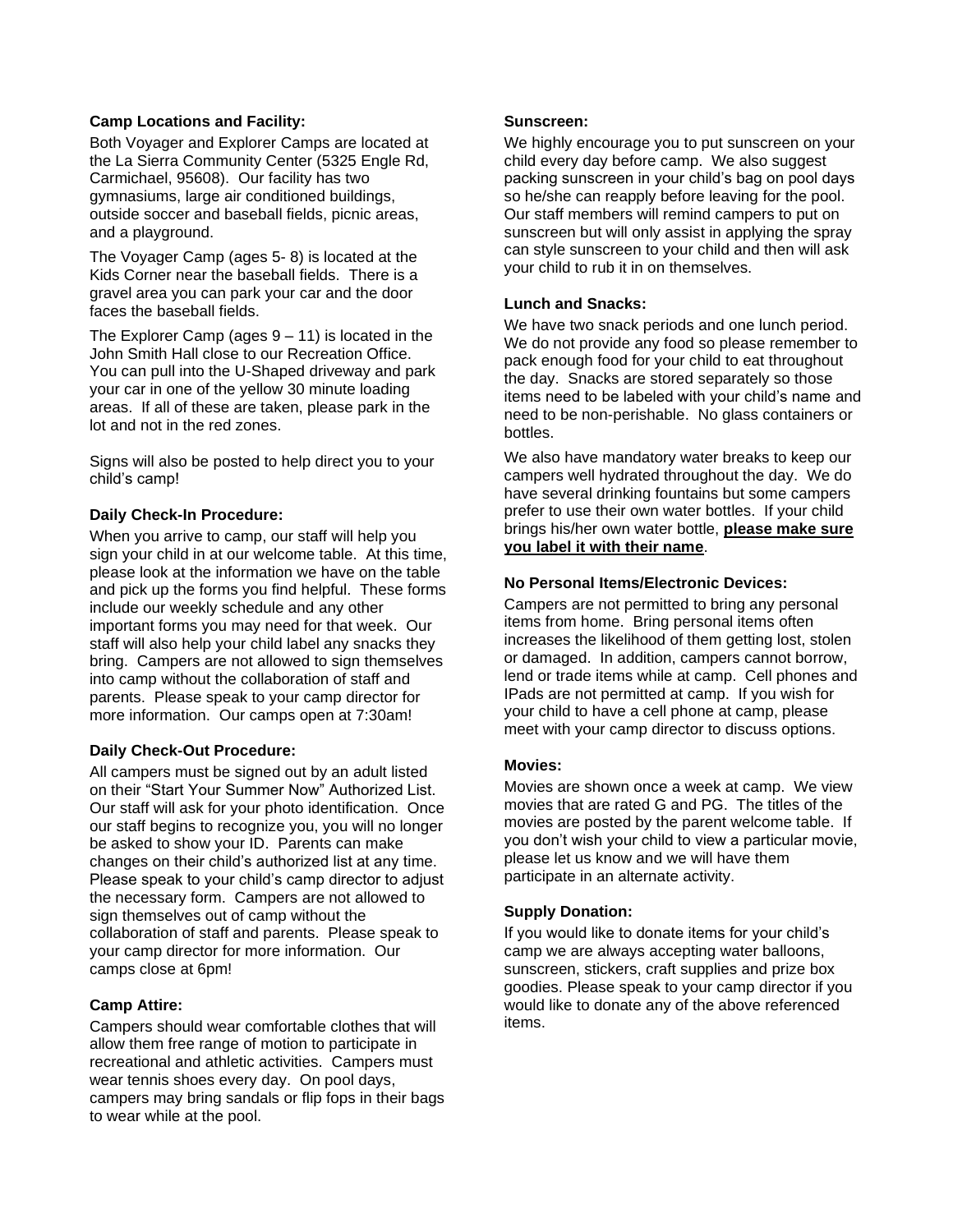**Camp Locations and Facility:**

Both Voyager and Explorer Camps are located at the La Sierra Community Center (5325 Engle Rd, Carmichael, 95608). Our facility has two gymnasiums, large air conditioned buildings, outside soccer and baseball fields, picnic areas, and a playground.

The Voyager Camp (ages 5- 8) is located at the Kids Corner near the baseball fields. There is a gravel area you can park your car and the door faces the baseball fields.

The Explorer Camp (ages 9 – 11) is located in the John Smith Hall close to our Recreation Office. You can pull into the U-Shaped driveway and park your car in one of the yellow 30 minute loading areas. If all of these are taken, please park in the lot and not in the red zones.

Signs will also be posted to help direct you to your child's camp!

**Daily Check-In Procedure:**

When you arrive to camp, our staff will help you sign your child in at our welcome table. At this time, please look at the information we have on the table and pick up the forms you find helpful. These forms include our weekly schedule and any other important forms you may need for that week. Our staff will also help your child label any snacks they bring. Campers are not allowed to sign themselves into camp without the collaboration of staff and parents. Please speak to your camp director for more information. Our camps open at 7:30am!

**Daily Check-Out Procedure:**

All campers must be signed out by an adult listed on their "Start Your Summer Now" Authorized List. Our staff will ask for your photo identification. Once our staff begins to recognize you, you will no longer be asked to show your ID. Parents can make changes on their child's authorized list at any time. Please speak to your child's camp director to adjust the necessary form. Campers are not allowed to sign themselves out of camp without the collaboration of staff and parents. Please speak to your camp director for more information. Our camps close at 6pm!

**Camp Attire:**

Campers should wear comfortable clothes that will allow them free range of motion to participate in recreational and athletic activities. Campers must wear tennis shoes every day. On pool days, campers may bring sandals or flip fops in their bags to wear while at the pool.

**Sunscreen:**

We highly encourage you to put sunscreen on your child every day before camp. We also suggest packing sunscreen in your child's bag on pool days so he/she can reapply before leaving for the pool. Our staff members will remind campers to put on sunscreen but will only assist in applying the spray can style sunscreen to your child and then will ask your child to rub it in on themselves.

**Lunch and Snacks:**

We have two snack periods and one lunch period. We do not provide any food so please remember to pack enough food for your child to eat throughout the day. Snacks are stored separately so those items need to be labeled with your child's name and need to be non-perishable. No glass containers or bottles.

We also have mandatory water breaks to keep our campers well hydrated throughout the day. We do have several drinking fountains but some campers prefer to use their own water bottles. If your child brings his/her own water bottle, **please make sure you label it with their name**.

**No Personal Items/Electronic Devices:**

Campers are not permitted to bring any personal items from home. Bring personal items often increases the likelihood of them getting lost, stolen or damaged. In addition, campers cannot borrow, lend or trade items while at camp. Cell phones and IPads are not permitted at camp. If you wish for your child to have a cell phone at camp, please meet with your camp director to discuss options.

**Movies:**

Movies are shown once a week at camp. We view movies that are rated G and PG. The titles of the movies are posted by the parent welcome table. If you don't wish your child to view a particular movie, please let us know and we will have them participate in an alternate activity.

**Supply Donation:**

If you would like to donate items for your child's camp we are always accepting water balloons, sunscreen, stickers, craft supplies and prize box goodies. Please speak to your camp director if you would like to donate any of the above referenced items.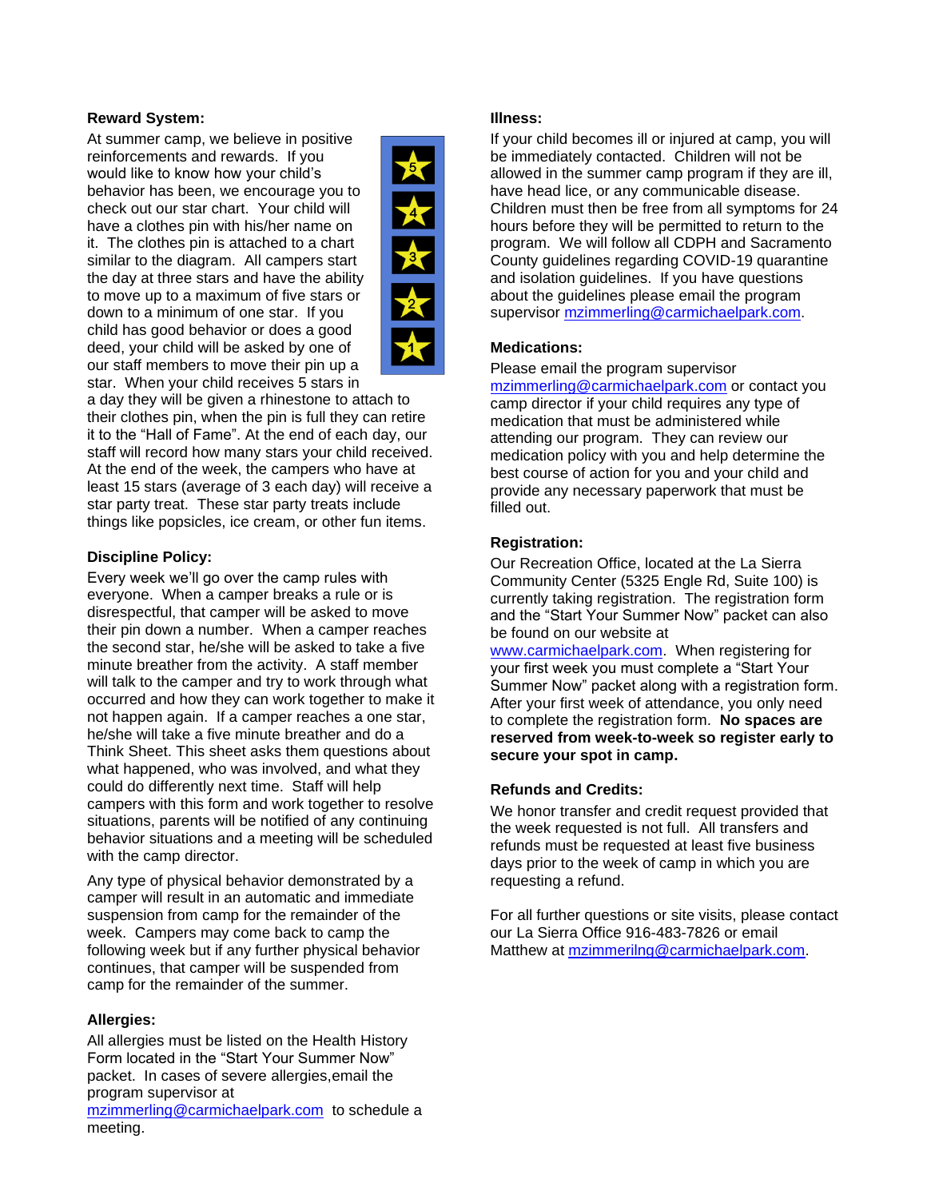**Reward System:**

At summer camp, we believe in positive reinforcements and rewards. If you would like to know how your child's behavior has been, we encourage you to check out our star chart. Your child will have a clothes pin with his/her name on it. The clothes pin is attached to a chart similar to the diagram. All campers start the day at three stars and have the ability to move up to a maximum of five stars or down to a minimum of one star. If you child has good behavior or does a good deed, your child will be asked by one of our staff members to move their pin up a star. When your child receives 5 stars in a day they will be given a rhinestone to attach to their clothes pin, when the pin is full they can retire it to the "Hall of Fame". At the end of each day, our staff will record how many stars your child received. At the end of the week, the campers who have at least 15 stars (average of 3 each day) will receive a star party treat. These star party treats include things like popsicles, ice cream, or other fun items.

**Discipline Policy:**

Every week we'll go over the camp rules with everyone. When a camper breaks a rule or is disrespectful, that camper will be asked to move their pin down a number. When a camper reaches the second star, he/she will be asked to take a five minute breather from the activity. A staff member will talk to the camper and try to work through what occurred and how they can work together to make it not happen again. If a camper reaches a one star, he/she will take a five minute breather and do a Think Sheet. This sheet asks them questions about what happened, who was involved, and what they could do differently next time. Staff will help campers with this form and work together to resolve situations, parents will be notified of any continuing behavior situations and a meeting will be scheduled with the camp director.

Any type of physical behavior demonstrated by a camper will result in an automatic and immediate suspension from camp for the remainder of the week. Campers may come back to camp the following week but if any further physical behavior continues, that camper will be suspended from camp for the remainder of the summer.

**Allergies:**

All allergies must be listed on the Health History Form located in the "Start Your Summer Now" packet. In cases of severe allergies,email the program supervisor at mzimmerling@carmichaelpark.com to schedule a meeting.

**Illness:**

If your child becomes ill or injured at camp, you will be immediately contacted. Children will not be allowed in the summer camp program if they are ill, have head lice, or any communicable disease. Children must then be free from all symptoms for 24 hours before they will be permitted to return to the program. We will follow all CDPH and Sacramento County guidelines regarding COVID-19 quarantine and isolation guidelines. If you have questions about the guidelines please email the program supervisor mzimmerling@carmichaelpark.com.

**Medications:**

Please email the program supervisor mzimmerling@carmichaelpark.com or contact you camp director if your child requires any type of medication that must be administered while attending our program. They can review our medication policy with you and help determine the best course of action for you and your child and provide any necessary paperwork that must be filled out.

**Registration:**

Our Recreation Office, located at the La Sierra Community Center (5325 Engle Rd, Suite 100) is currently taking registration. The registration form and the "Start Your Summer Now" packet can also be found on our website at www.carmichaelpark.com. When registering for your first week you must complete a "Start Your Summer Now" packet along with a registration form. After your first week of attendance, you only need to complete the registration form. **No spaces are reserved from week-to-week so register early to secure your spot in camp.**

**Refunds and Credits:**

We honor transfer and credit request provided that the week requested is not full. All transfers and refunds must be requested at least five business days prior to the week of camp in which you are requesting a refund.

For all further questions or site visits, please contact our La Sierra Office 916-483-7826 or email Matthew at mzimmerilng@carmichaelpark.com.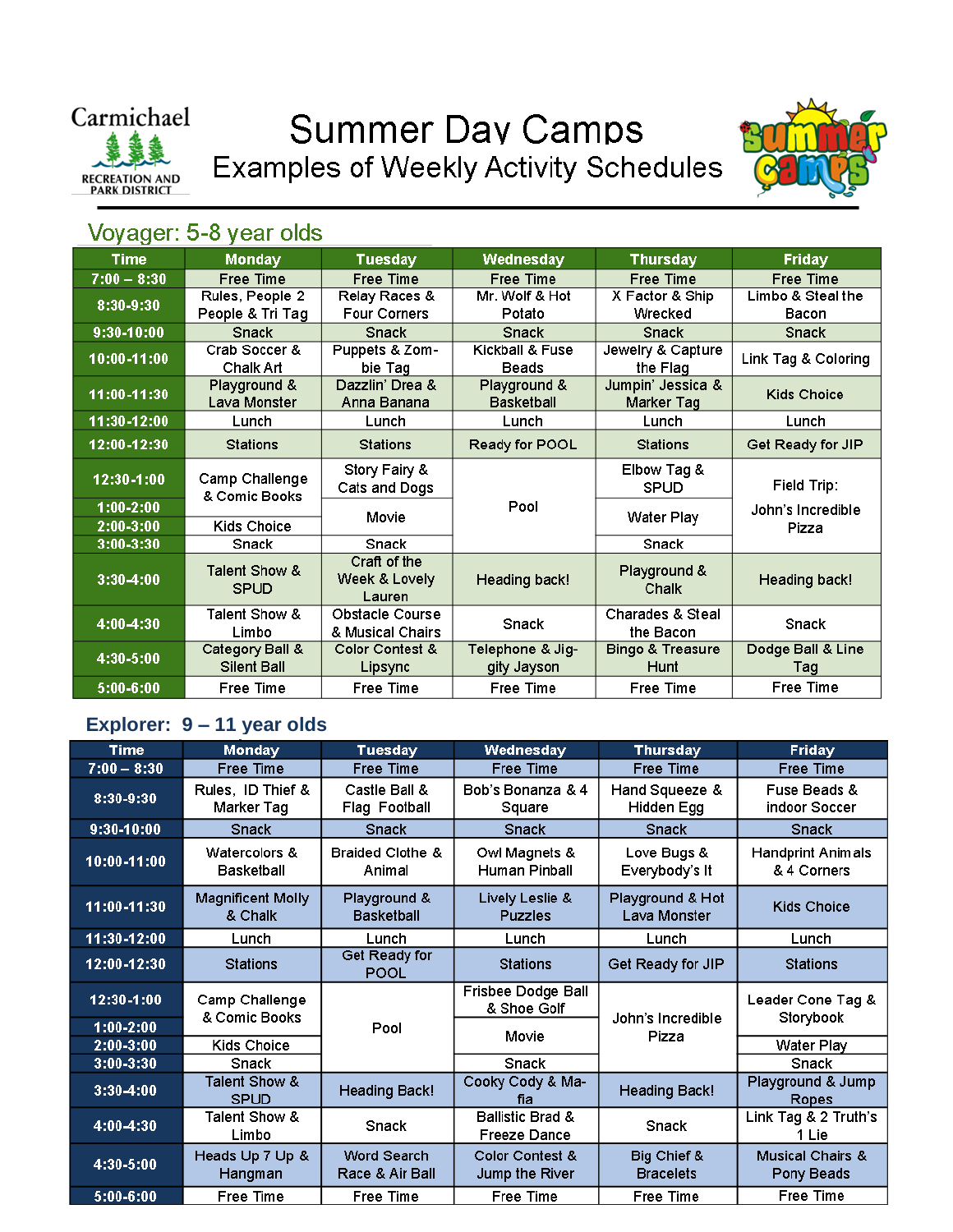Carmichael Recreation and Park District

# Summer Day Camps

## Examples of Weekly Activity Schedules

### Voyager: 5-8 year olds

| Time | Monday | Tuesday | Wednesday | Thursday | Friday |
|---|---|---|---|---|---|
| 7:00 – 8:30 | Free Time | Free Time | Free Time | Free Time | Free Time |
| 8:30-9:30 | Rules, People 2 People & Tri Tag | Relay Races & Four Corners | Mr. Wolf & Hot Potato | X Factor & Ship Wrecked | Limbo & Steal the Bacon |
| 9:30-10:00 | Snack | Snack | Snack | Snack | Snack |
| 10:00-11:00 | Crab Soccer & Chalk Art | Puppets & Zombie Tag | Kickball & Fuse Beads | Jewelry & Capture the Flag | Link Tag & Coloring |
| 11:00-11:30 | Playground & Lava Monster | Dazzlin' Drea & Anna Banana | Playground & Basketball | Jumpin' Jessica & Marker Tag | Kids Choice |
| 11:30-12:00 | Lunch | Lunch | Lunch | Lunch | Lunch |
| 12:00-12:30 | Stations | Stations | Ready for POOL | Stations | Get Ready for JIP |
| 12:30-1:00 | Camp Challenge & Comic Books | Story Fairy & Cats and Dogs | Pool | Elbow Tag & SPUD | Field Trip: John's Incredible Pizza |
| 1:00-2:00 | | Movie | | Water Play | |
| 2:00-3:00 | Kids Choice | | | | |
| 3:00-3:30 | Snack | Snack | | Snack | |
| 3:30-4:00 | Talent Show & SPUD | Craft of the Week & Lovely Lauren | Heading back! | Playground & Chalk | Heading back! |
| 4:00-4:30 | Talent Show & Limbo | Obstacle Course & Musical Chairs | Snack | Charades & Steal the Bacon | Snack |
| 4:30-5:00 | Category Ball & Silent Ball | Color Contest & Lipsync | Telephone & Jiggity Jayson | Bingo & Treasure Hunt | Dodge Ball & Line Tag |
| 5:00-6:00 | Free Time | Free Time | Free Time | Free Time | Free Time |

### Explorer: 9 – 11 year olds

| Time | Monday | Tuesday | Wednesday | Thursday | Friday |
|---|---|---|---|---|---|
| 7:00 – 8:30 | Free Time | Free Time | Free Time | Free Time | Free Time |
| 8:30-9:30 | Rules, ID Thief & Marker Tag | Castle Ball & Flag Football | Bob's Bonanza & 4 Square | Hand Squeeze & Hidden Egg | Fuse Beads & indoor Soccer |
| 9:30-10:00 | Snack | Snack | Snack | Snack | Snack |
| 10:00-11:00 | Watercolors & Basketball | Braided Clothe & Animal | Owl Magnets & Human Pinball | Love Bugs & Everybody's It | Handprint Animals & 4 Corners |
| 11:00-11:30 | Magnificent Molly & Chalk | Playground & Basketball | Lively Leslie & Puzzles | Playground & Hot Lava Monster | Kids Choice |
| 11:30-12:00 | Lunch | Lunch | Lunch | Lunch | Lunch |
| 12:00-12:30 | Stations | Get Ready for POOL | Stations | Get Ready for JIP | Stations |
| 12:30-1:00 | Camp Challenge & Comic Books | Pool | Frisbee Dodge Ball & Shoe Golf | John's Incredible Pizza | Leader Cone Tag & Storybook |
| 1:00-2:00 | | | Movie | | |
| 2:00-3:00 | Kids Choice | | | | Water Play |
| 3:00-3:30 | Snack | | Snack | | Snack |
| 3:30-4:00 | Talent Show & SPUD | Heading Back! | Cooky Cody & Mafia | Heading Back! | Playground & Jump Ropes |
| 4:00-4:30 | Talent Show & Limbo | Snack | Ballistic Brad & Freeze Dance | Snack | Link Tag & 2 Truth's 1 Lie |
| 4:30-5:00 | Heads Up 7 Up & Hangman | Word Search Race & Air Ball | Color Contest & Jump the River | Big Chief & Bracelets | Musical Chairs & Pony Beads |
| 5:00-6:00 | Free Time | Free Time | Free Time | Free Time | Free Time |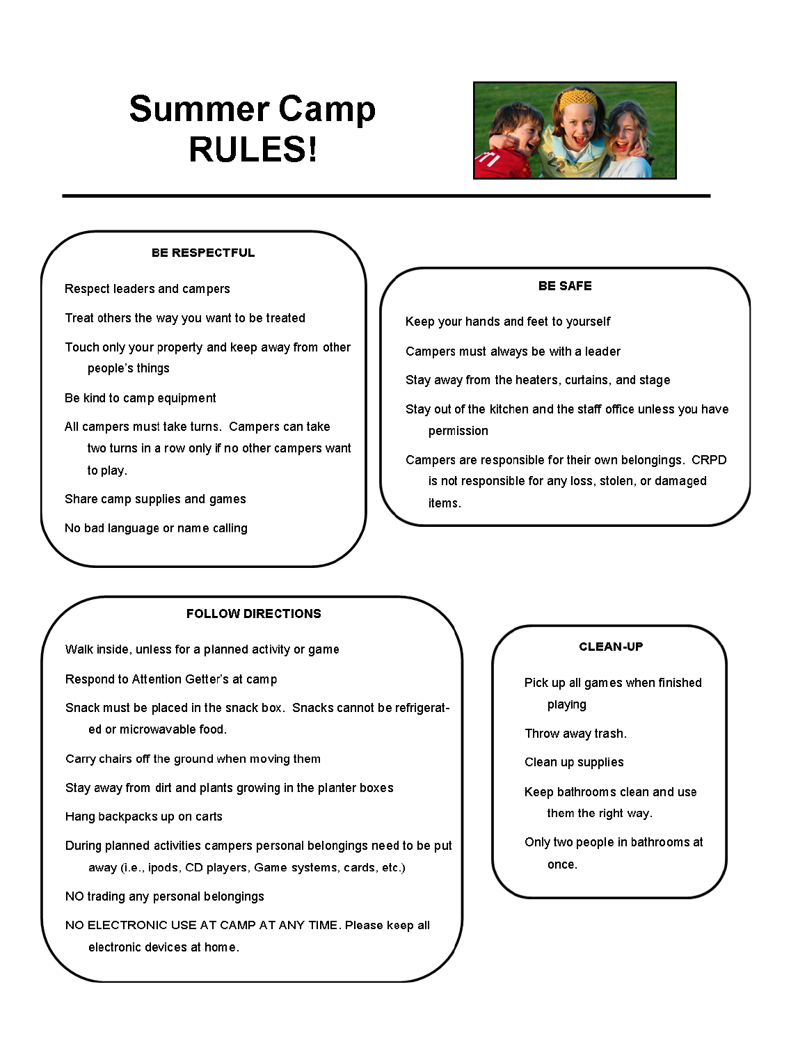# Summer Camp RULES!

---

### BE RESPECTFUL

- Respect leaders and campers
- Treat others the way you want to be treated
- Touch only your property and keep away from other people's things
- Be kind to camp equipment
- All campers must take turns. Campers can take two turns in a row only if no other campers want to play.
- Share camp supplies and games
- No bad language or name calling

### BE SAFE

- Keep your hands and feet to yourself
- Campers must always be with a leader
- Stay away from the heaters, curtains, and stage
- Stay out of the kitchen and the staff office unless you have permission
- Campers are responsible for their own belongings. CRPD is not responsible for any loss, stolen, or damaged items.

### FOLLOW DIRECTIONS

- Walk inside, unless for a planned activity or game
- Respond to Attention Getter's at camp
- Snack must be placed in the snack box. Snacks cannot be refrigerated or microwavable food.
- Carry chairs off the ground when moving them
- Stay away from dirt and plants growing in the planter boxes
- Hang backpacks up on carts
- During planned activities campers personal belongings need to be put away (i.e., ipods, CD players, Game systems, cards, etc.)
- NO trading any personal belongings
- NO ELECTRONIC USE AT CAMP AT ANY TIME. Please keep all electronic devices at home.

### CLEAN-UP

- Pick up all games when finished playing
- Throw away trash.
- Clean up supplies
- Keep bathrooms clean and use them the right way.
- Only two people in bathrooms at once.